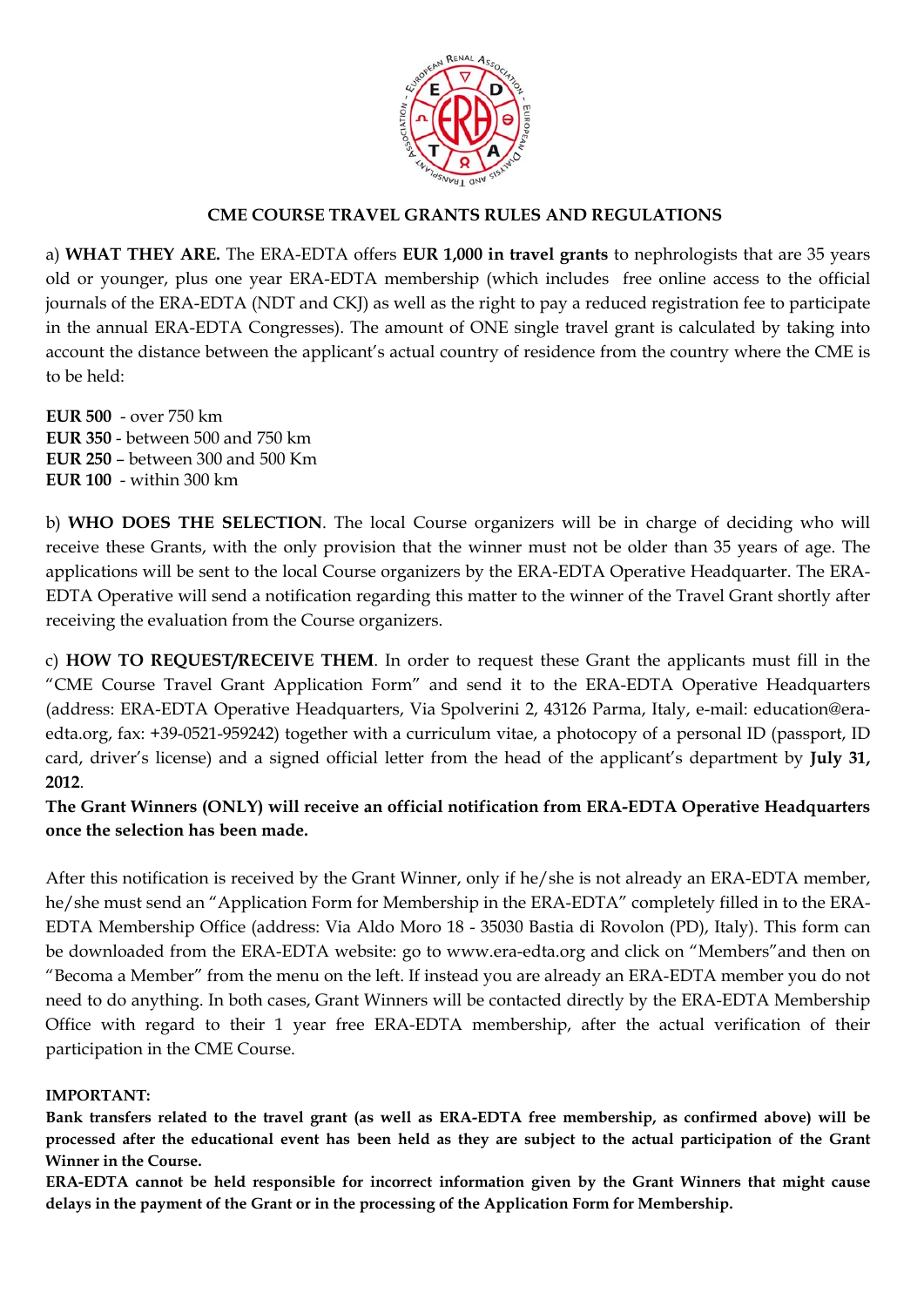## CME COURSE TRAVEL GRANTS RULES AND REGULATIONS

a) **WHAT THEY ARE.** The ERA-EDTA offers **EUR 1,000 in travel grants** to nephrologists that are 35 years old or younger, plus one year ERA-EDTA membership (which includes free online access to the official journals of the ERA-EDTA (NDT and CKJ) as well as the right to pay a reduced registration fee to participate in the annual ERA-EDTA Congresses). The amount of ONE single travel grant is calculated by taking into account the distance between the applicant's actual country of residence from the country where the CME is to be held:

**EUR 500** - over 750 km
**EUR 350** - between 500 and 750 km
**EUR 250** – between 300 and 500 Km
**EUR 100** - within 300 km

b) **WHO DOES THE SELECTION**. The local Course organizers will be in charge of deciding who will receive these Grants, with the only provision that the winner must not be older than 35 years of age. The applications will be sent to the local Course organizers by the ERA-EDTA Operative Headquarter. The ERA-EDTA Operative will send a notification regarding this matter to the winner of the Travel Grant shortly after receiving the evaluation from the Course organizers.

c) **HOW TO REQUEST/RECEIVE THEM**. In order to request these Grant the applicants must fill in the "CME Course Travel Grant Application Form" and send it to the ERA-EDTA Operative Headquarters (address: ERA-EDTA Operative Headquarters, Via Spolverini 2, 43126 Parma, Italy, e-mail: education@era-edta.org, fax: +39-0521-959242) together with a curriculum vitae, a photocopy of a personal ID (passport, ID card, driver's license) and a signed official letter from the head of the applicant's department by **July 31, 2012**.
**The Grant Winners (ONLY) will receive an official notification from ERA-EDTA Operative Headquarters once the selection has been made.**

After this notification is received by the Grant Winner, only if he/she is not already an ERA-EDTA member, he/she must send an "Application Form for Membership in the ERA-EDTA" completely filled in to the ERA-EDTA Membership Office (address: Via Aldo Moro 18 - 35030 Bastia di Rovolon (PD), Italy). This form can be downloaded from the ERA-EDTA website: go to www.era-edta.org and click on "Members"and then on "Becoma a Member" from the menu on the left. If instead you are already an ERA-EDTA member you do not need to do anything. In both cases, Grant Winners will be contacted directly by the ERA-EDTA Membership Office with regard to their 1 year free ERA-EDTA membership, after the actual verification of their participation in the CME Course.

**IMPORTANT:**
**Bank transfers related to the travel grant (as well as ERA-EDTA free membership, as confirmed above) will be processed after the educational event has been held as they are subject to the actual participation of the Grant Winner in the Course.**
**ERA-EDTA cannot be held responsible for incorrect information given by the Grant Winners that might cause delays in the payment of the Grant or in the processing of the Application Form for Membership.**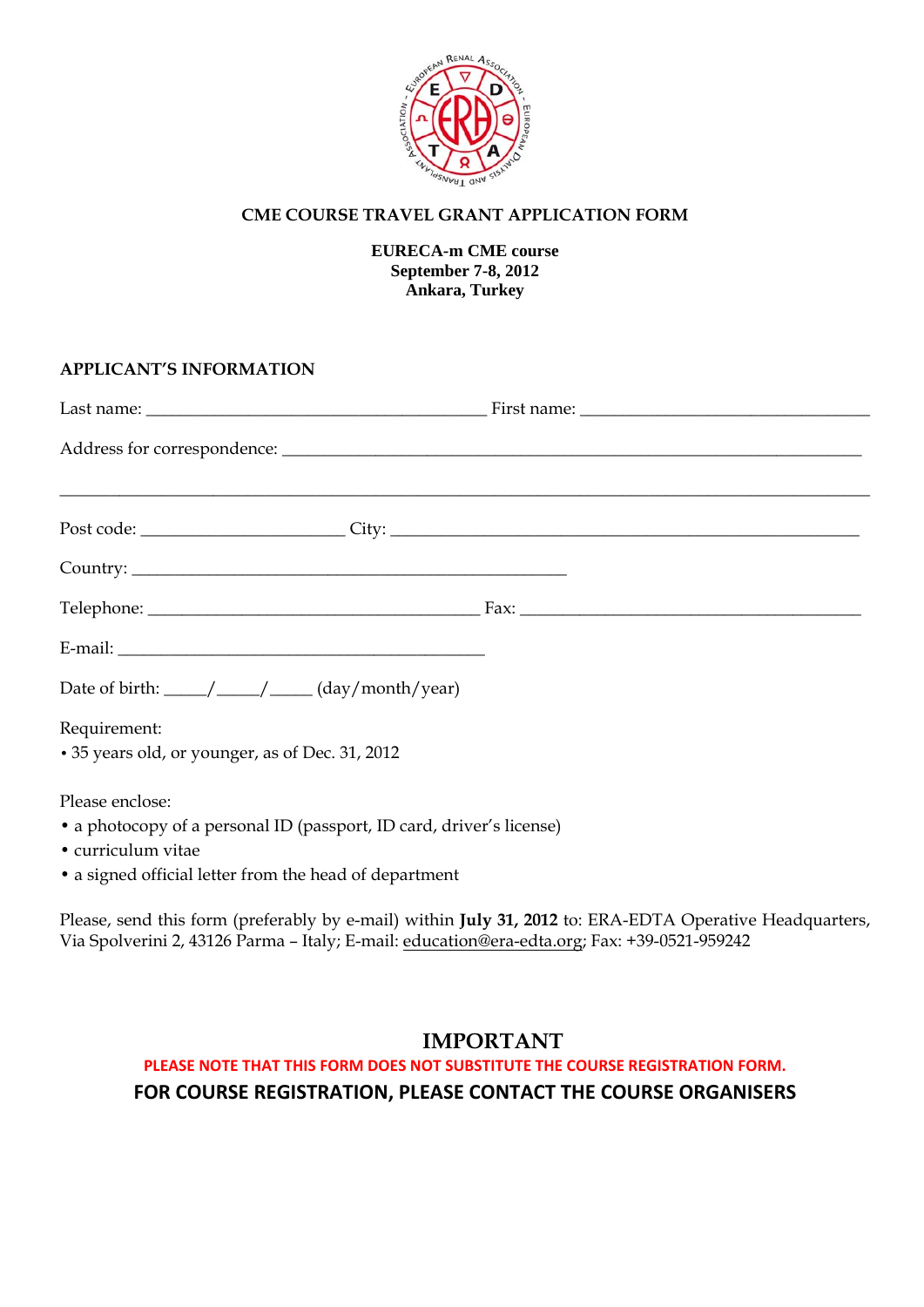## CME COURSE TRAVEL GRANT APPLICATION FORM

**EURECA-m CME course**
**September 7-8, 2012**
**Ankara, Turkey**

### APPLICANT'S INFORMATION

Last name: _______________________________________ First name: _________________________________

Address for correspondence: ___________________________________________________________________

_____________________________________________________________________________________________

Post code: _______________________ City: ______________________________________________________

Country: _____________________________________________________

Telephone: ______________________________________ Fax: _______________________________________

E-mail: ____________________________________________

Date of birth: _____/_____/_____ (day/month/year)

Requirement:

- 35 years old, or younger, as of Dec. 31, 2012

Please enclose:

- a photocopy of a personal ID (passport, ID card, driver's license)
- curriculum vitae
- a signed official letter from the head of department

Please, send this form (preferably by e-mail) within **July 31, 2012** to: ERA-EDTA Operative Headquarters, Via Spolverini 2, 43126 Parma – Italy; E-mail: education@era-edta.org; Fax: +39-0521-959242

## IMPORTANT

**PLEASE NOTE THAT THIS FORM DOES NOT SUBSTITUTE THE COURSE REGISTRATION FORM.**

**FOR COURSE REGISTRATION, PLEASE CONTACT THE COURSE ORGANISERS**